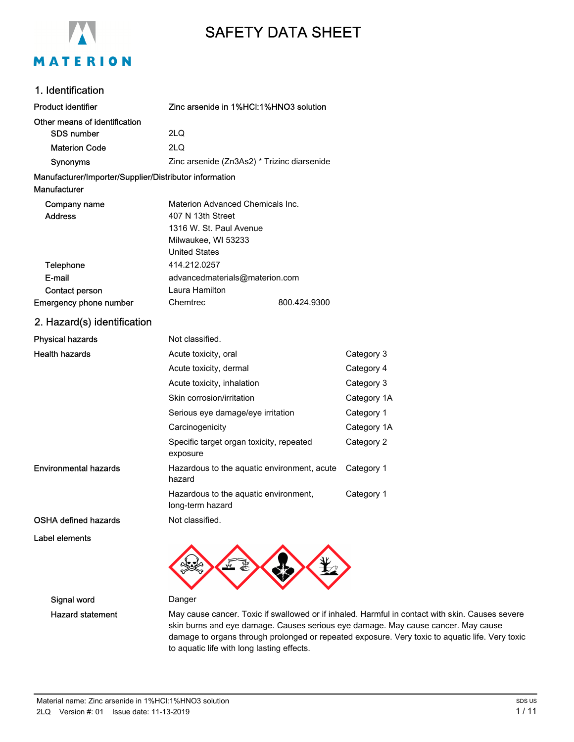# SAFETY DATA SHEET

## 1. Identification

| | |
|---|---|
| **Product identifier** | **Zinc arsenide in 1%HCl:1%HNO3 solution** |
| **Other means of identification** | |
| SDS number | 2LQ |
| Materion Code | 2LQ |
| Synonyms | Zinc arsenide (Zn3As2) * Trizinc diarsenide |

**Manufacturer/Importer/Supplier/Distributor information**

**Manufacturer**

| | |
|---|---|
| Company name | Materion Advanced Chemicals Inc. |
| Address | 407 N 13th Street<br>1316 W. St. Paul Avenue<br>Milwaukee, WI 53233<br>United States |
| Telephone | 414.212.0257 |
| E-mail | advancedmaterials@materion.com |
| Contact person | Laura Hamilton |
| Emergency phone number | Chemtrec 800.424.9300 |

## 2. Hazard(s) identification

| | | |
|---|---|---|
| Physical hazards | Not classified. | |
| Health hazards | Acute toxicity, oral | Category 3 |
| | Acute toxicity, dermal | Category 4 |
| | Acute toxicity, inhalation | Category 3 |
| | Skin corrosion/irritation | Category 1A |
| | Serious eye damage/eye irritation | Category 1 |
| | Carcinogenicity | Category 1A |
| | Specific target organ toxicity, repeated exposure | Category 2 |
| Environmental hazards | Hazardous to the aquatic environment, acute hazard | Category 1 |
| | Hazardous to the aquatic environment, long-term hazard | Category 1 |
| OSHA defined hazards | Not classified. | |

**Label elements**

| | |
|---|---|
| Signal word | Danger |
| Hazard statement | May cause cancer. Toxic if swallowed or if inhaled. Harmful in contact with skin. Causes severe skin burns and eye damage. Causes serious eye damage. May cause cancer. May cause damage to organs through prolonged or repeated exposure. Very toxic to aquatic life. Very toxic to aquatic life with long lasting effects. |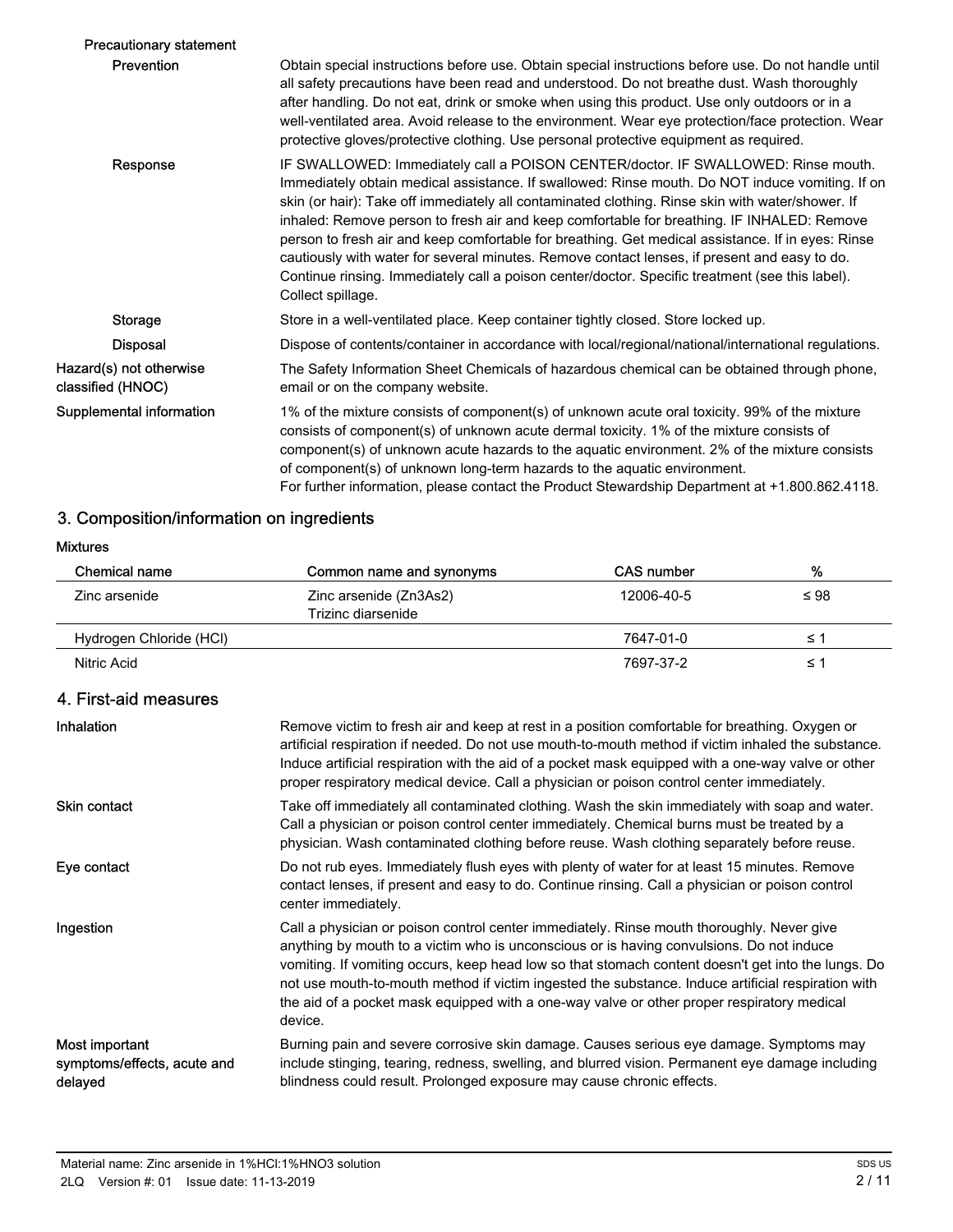**Precautionary statement**

**Prevention**

Obtain special instructions before use. Obtain special instructions before use. Do not handle until all safety precautions have been read and understood. Do not breathe dust. Wash thoroughly after handling. Do not eat, drink or smoke when using this product. Use only outdoors or in a well-ventilated area. Avoid release to the environment. Wear eye protection/face protection. Wear protective gloves/protective clothing. Use personal protective equipment as required.

**Response**

IF SWALLOWED: Immediately call a POISON CENTER/doctor. IF SWALLOWED: Rinse mouth. Immediately obtain medical assistance. If swallowed: Rinse mouth. Do NOT induce vomiting. If on skin (or hair): Take off immediately all contaminated clothing. Rinse skin with water/shower. If inhaled: Remove person to fresh air and keep comfortable for breathing. IF INHALED: Remove person to fresh air and keep comfortable for breathing. Get medical assistance. If in eyes: Rinse cautiously with water for several minutes. Remove contact lenses, if present and easy to do. Continue rinsing. Immediately call a poison center/doctor. Specific treatment (see this label). Collect spillage.

**Storage**

Store in a well-ventilated place. Keep container tightly closed. Store locked up.

**Disposal**

Dispose of contents/container in accordance with local/regional/national/international regulations.

**Hazard(s) not otherwise classified (HNOC)**

The Safety Information Sheet Chemicals of hazardous chemical can be obtained through phone, email or on the company website.

**Supplemental information**

1% of the mixture consists of component(s) of unknown acute oral toxicity. 99% of the mixture consists of component(s) of unknown acute dermal toxicity. 1% of the mixture consists of component(s) of unknown acute hazards to the aquatic environment. 2% of the mixture consists of component(s) of unknown long-term hazards to the aquatic environment.
For further information, please contact the Product Stewardship Department at +1.800.862.4118.

## 3. Composition/information on ingredients

**Mixtures**

| Chemical name | Common name and synonyms | CAS number | % |
|---|---|---|---|
| Zinc arsenide | Zinc arsenide ($Zn_3As_2$)<br>Trizinc diarsenide | 12006-40-5 | ≤ 98 |
| Hydrogen Chloride (HCl) | | 7647-01-0 | ≤ 1 |
| Nitric Acid | | 7697-37-2 | ≤ 1 |

## 4. First-aid measures

**Inhalation**

Remove victim to fresh air and keep at rest in a position comfortable for breathing. Oxygen or artificial respiration if needed. Do not use mouth-to-mouth method if victim inhaled the substance. Induce artificial respiration with the aid of a pocket mask equipped with a one-way valve or other proper respiratory medical device. Call a physician or poison control center immediately.

**Skin contact**

Take off immediately all contaminated clothing. Wash the skin immediately with soap and water. Call a physician or poison control center immediately. Chemical burns must be treated by a physician. Wash contaminated clothing before reuse. Wash clothing separately before reuse.

**Eye contact**

Do not rub eyes. Immediately flush eyes with plenty of water for at least 15 minutes. Remove contact lenses, if present and easy to do. Continue rinsing. Call a physician or poison control center immediately.

**Ingestion**

Call a physician or poison control center immediately. Rinse mouth thoroughly. Never give anything by mouth to a victim who is unconscious or is having convulsions. Do not induce vomiting. If vomiting occurs, keep head low so that stomach content doesn't get into the lungs. Do not use mouth-to-mouth method if victim ingested the substance. Induce artificial respiration with the aid of a pocket mask equipped with a one-way valve or other proper respiratory medical device.

**Most important symptoms/effects, acute and delayed**

Burning pain and severe corrosive skin damage. Causes serious eye damage. Symptoms may include stinging, tearing, redness, swelling, and blurred vision. Permanent eye damage including blindness could result. Prolonged exposure may cause chronic effects.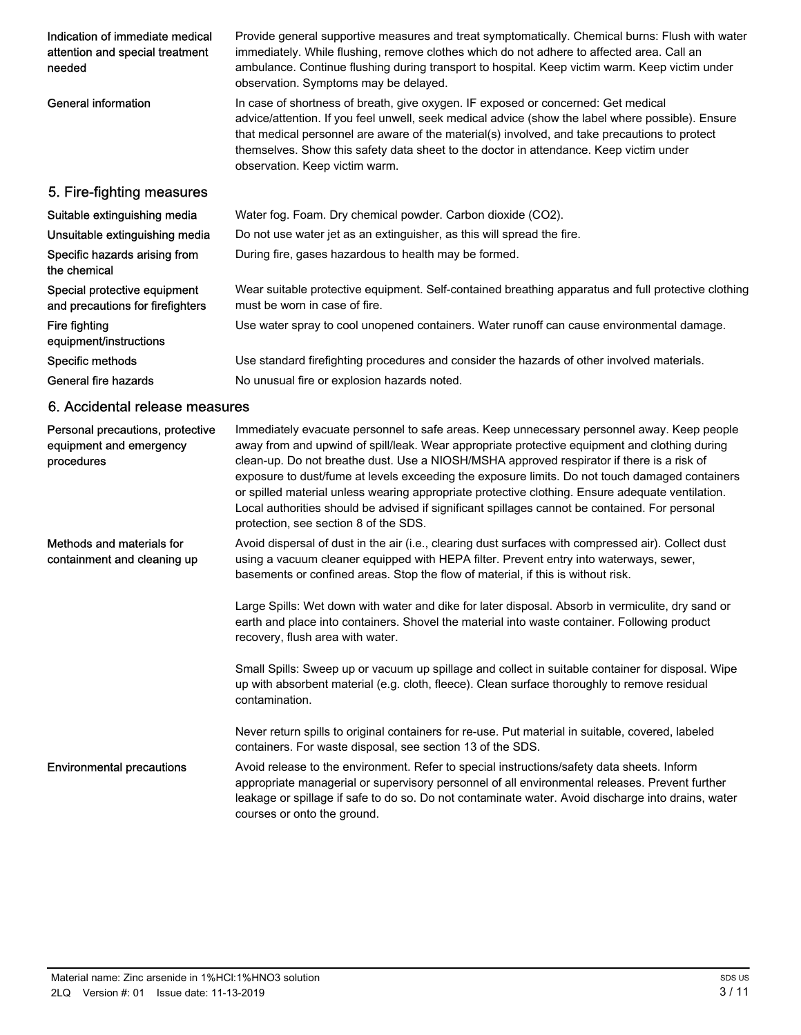| | |
|---|---|
| Indication of immediate medical attention and special treatment needed | Provide general supportive measures and treat symptomatically. Chemical burns: Flush with water immediately. While flushing, remove clothes which do not adhere to affected area. Call an ambulance. Continue flushing during transport to hospital. Keep victim warm. Keep victim under observation. Symptoms may be delayed. |
| General information | In case of shortness of breath, give oxygen. IF exposed or concerned: Get medical advice/attention. If you feel unwell, seek medical advice (show the label where possible). Ensure that medical personnel are aware of the material(s) involved, and take precautions to protect themselves. Show this safety data sheet to the doctor in attendance. Keep victim under observation. Keep victim warm. |

## 5. Fire-fighting measures

| | |
|---|---|
| Suitable extinguishing media | Water fog. Foam. Dry chemical powder. Carbon dioxide ($CO_2$). |
| Unsuitable extinguishing media | Do not use water jet as an extinguisher, as this will spread the fire. |
| Specific hazards arising from the chemical | During fire, gases hazardous to health may be formed. |
| Special protective equipment and precautions for firefighters | Wear suitable protective equipment. Self-contained breathing apparatus and full protective clothing must be worn in case of fire. |
| Fire fighting equipment/instructions | Use water spray to cool unopened containers. Water runoff can cause environmental damage. |
| Specific methods | Use standard firefighting procedures and consider the hazards of other involved materials. |
| General fire hazards | No unusual fire or explosion hazards noted. |

## 6. Accidental release measures

| | |
|---|---|
| Personal precautions, protective equipment and emergency procedures | Immediately evacuate personnel to safe areas. Keep unnecessary personnel away. Keep people away from and upwind of spill/leak. Wear appropriate protective equipment and clothing during clean-up. Do not breathe dust. Use a NIOSH/MSHA approved respirator if there is a risk of exposure to dust/fume at levels exceeding the exposure limits. Do not touch damaged containers or spilled material unless wearing appropriate protective clothing. Ensure adequate ventilation. Local authorities should be advised if significant spillages cannot be contained. For personal protection, see section 8 of the SDS. |
| Methods and materials for containment and cleaning up | Avoid dispersal of dust in the air (i.e., clearing dust surfaces with compressed air). Collect dust using a vacuum cleaner equipped with HEPA filter. Prevent entry into waterways, sewer, basements or confined areas. Stop the flow of material, if this is without risk.<br><br>Large Spills: Wet down with water and dike for later disposal. Absorb in vermiculite, dry sand or earth and place into containers. Shovel the material into waste container. Following product recovery, flush area with water.<br><br>Small Spills: Sweep up or vacuum up spillage and collect in suitable container for disposal. Wipe up with absorbent material (e.g. cloth, fleece). Clean surface thoroughly to remove residual contamination.<br><br>Never return spills to original containers for re-use. Put material in suitable, covered, labeled containers. For waste disposal, see section 13 of the SDS. |
| Environmental precautions | Avoid release to the environment. Refer to special instructions/safety data sheets. Inform appropriate managerial or supervisory personnel of all environmental releases. Prevent further leakage or spillage if safe to do so. Do not contaminate water. Avoid discharge into drains, water courses or onto the ground. |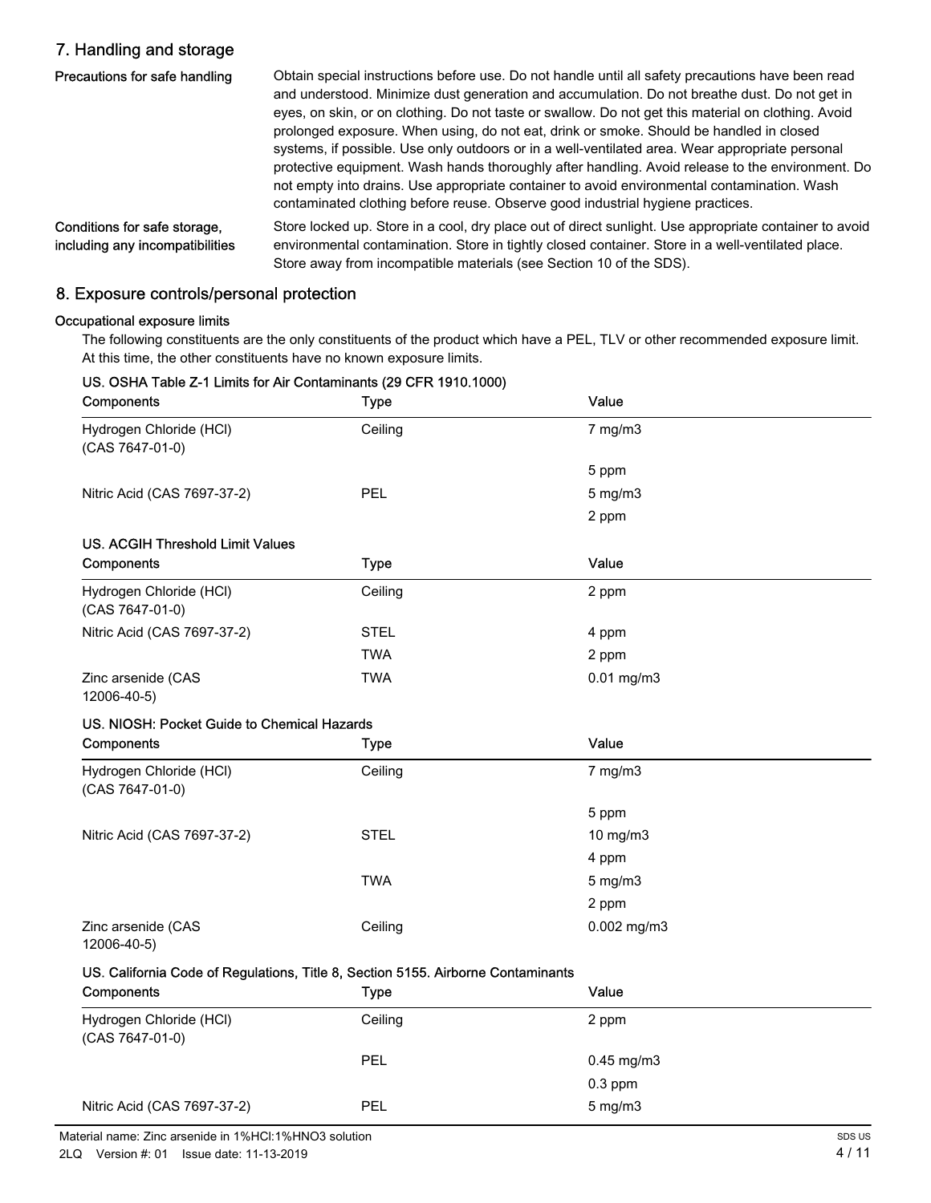## 7. Handling and storage

**Precautions for safe handling**

Obtain special instructions before use. Do not handle until all safety precautions have been read and understood. Minimize dust generation and accumulation. Do not breathe dust. Do not get in eyes, on skin, or on clothing. Do not taste or swallow. Do not get this material on clothing. Avoid prolonged exposure. When using, do not eat, drink or smoke. Should be handled in closed systems, if possible. Use only outdoors or in a well-ventilated area. Wear appropriate personal protective equipment. Wash hands thoroughly after handling. Avoid release to the environment. Do not empty into drains. Use appropriate container to avoid environmental contamination. Wash contaminated clothing before reuse. Observe good industrial hygiene practices.

**Conditions for safe storage, including any incompatibilities**

Store locked up. Store in a cool, dry place out of direct sunlight. Use appropriate container to avoid environmental contamination. Store in tightly closed container. Store in a well-ventilated place. Store away from incompatible materials (see Section 10 of the SDS).

## 8. Exposure controls/personal protection

**Occupational exposure limits**

The following constituents are the only constituents of the product which have a PEL, TLV or other recommended exposure limit. At this time, the other constituents have no known exposure limits.

**US. OSHA Table Z-1 Limits for Air Contaminants (29 CFR 1910.1000)**

| Components | Type | Value |
|---|---|---|
| Hydrogen Chloride (HCl) (CAS 7647-01-0) | Ceiling | 7 mg/m3 |
| | | 5 ppm |
| Nitric Acid (CAS 7697-37-2) | PEL | 5 mg/m3 |
| | | 2 ppm |

**US. ACGIH Threshold Limit Values**

| Components | Type | Value |
|---|---|---|
| Hydrogen Chloride (HCl) (CAS 7647-01-0) | Ceiling | 2 ppm |
| Nitric Acid (CAS 7697-37-2) | STEL | 4 ppm |
| | TWA | 2 ppm |
| Zinc arsenide (CAS 12006-40-5) | TWA | 0.01 mg/m3 |

**US. NIOSH: Pocket Guide to Chemical Hazards**

| Components | Type | Value |
|---|---|---|
| Hydrogen Chloride (HCl) (CAS 7647-01-0) | Ceiling | 7 mg/m3 |
| | | 5 ppm |
| Nitric Acid (CAS 7697-37-2) | STEL | 10 mg/m3 |
| | | 4 ppm |
| | TWA | 5 mg/m3 |
| | | 2 ppm |
| Zinc arsenide (CAS 12006-40-5) | Ceiling | 0.002 mg/m3 |

**US. California Code of Regulations, Title 8, Section 5155. Airborne Contaminants**

| Components | Type | Value |
|---|---|---|
| Hydrogen Chloride (HCl) (CAS 7647-01-0) | Ceiling | 2 ppm |
| | PEL | 0.45 mg/m3 |
| | | 0.3 ppm |
| Nitric Acid (CAS 7697-37-2) | PEL | 5 mg/m3 |

Material name: Zinc arsenide in 1%HCl:1%HNO3 solution
2LQ Version #: 01 Issue date: 11-13-2019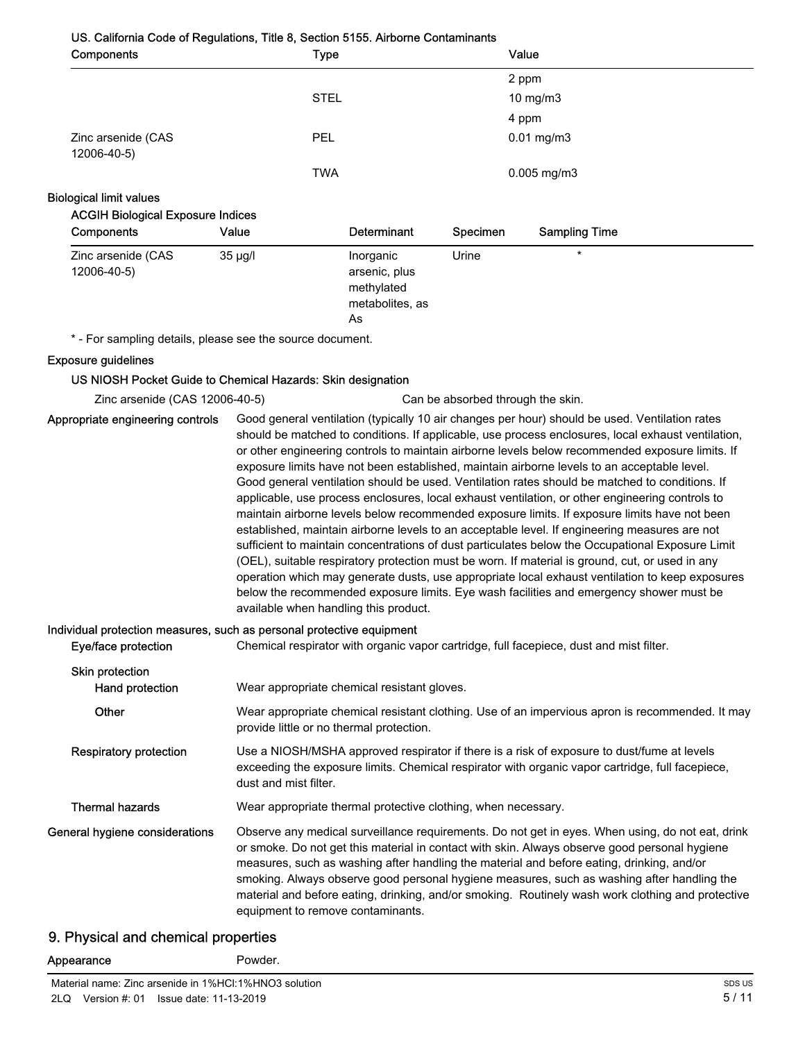US. California Code of Regulations, Title 8, Section 5155. Airborne Contaminants

| Components | Type | Value |
|---|---|---|
| | | 2 ppm |
| | STEL | 10 mg/m3 |
| | | 4 ppm |
| Zinc arsenide (CAS 12006-40-5) | PEL | 0.01 mg/m3 |
| | TWA | 0.005 mg/m3 |

### Biological limit values

ACGIH Biological Exposure Indices

| Components | Value | Determinant | Specimen | Sampling Time |
|---|---|---|---|---|
| Zinc arsenide (CAS 12006-40-5) | 35 µg/l | Inorganic arsenic, plus methylated metabolites, as As | Urine | * |

\* - For sampling details, please see the source document.

### Exposure guidelines

US NIOSH Pocket Guide to Chemical Hazards: Skin designation

| | |
|---|---|
| Zinc arsenide (CAS 12006-40-5) | Can be absorbed through the skin. |

**Appropriate engineering controls** Good general ventilation (typically 10 air changes per hour) should be used. Ventilation rates should be matched to conditions. If applicable, use process enclosures, local exhaust ventilation, or other engineering controls to maintain airborne levels below recommended exposure limits. If exposure limits have not been established, maintain airborne levels to an acceptable level. Good general ventilation should be used. Ventilation rates should be matched to conditions. If applicable, use process enclosures, local exhaust ventilation, or other engineering controls to maintain airborne levels below recommended exposure limits. If exposure limits have not been established, maintain airborne levels to an acceptable level. If engineering measures are not sufficient to maintain concentrations of dust particulates below the Occupational Exposure Limit (OEL), suitable respiratory protection must be worn. If material is ground, cut, or used in any operation which may generate dusts, use appropriate local exhaust ventilation to keep exposures below the recommended exposure limits. Eye wash facilities and emergency shower must be available when handling this product.

### Individual protection measures, such as personal protective equipment

**Eye/face protection** Chemical respirator with organic vapor cartridge, full facepiece, dust and mist filter.

**Skin protection**

**Hand protection** Wear appropriate chemical resistant gloves.

**Other** Wear appropriate chemical resistant clothing. Use of an impervious apron is recommended. It may provide little or no thermal protection.

**Respiratory protection** Use a NIOSH/MSHA approved respirator if there is a risk of exposure to dust/fume at levels exceeding the exposure limits. Chemical respirator with organic vapor cartridge, full facepiece, dust and mist filter.

**Thermal hazards** Wear appropriate thermal protective clothing, when necessary.

**General hygiene considerations** Observe any medical surveillance requirements. Do not get in eyes. When using, do not eat, drink or smoke. Do not get this material in contact with skin. Always observe good personal hygiene measures, such as washing after handling the material and before eating, drinking, and/or smoking. Always observe good personal hygiene measures, such as washing after handling the material and before eating, drinking, and/or smoking. Routinely wash work clothing and protective equipment to remove contaminants.

## 9. Physical and chemical properties

**Appearance** Powder.

Material name: Zinc arsenide in 1%HCl:1%HNO3 solution
2LQ Version #: 01 Issue date: 11-13-2019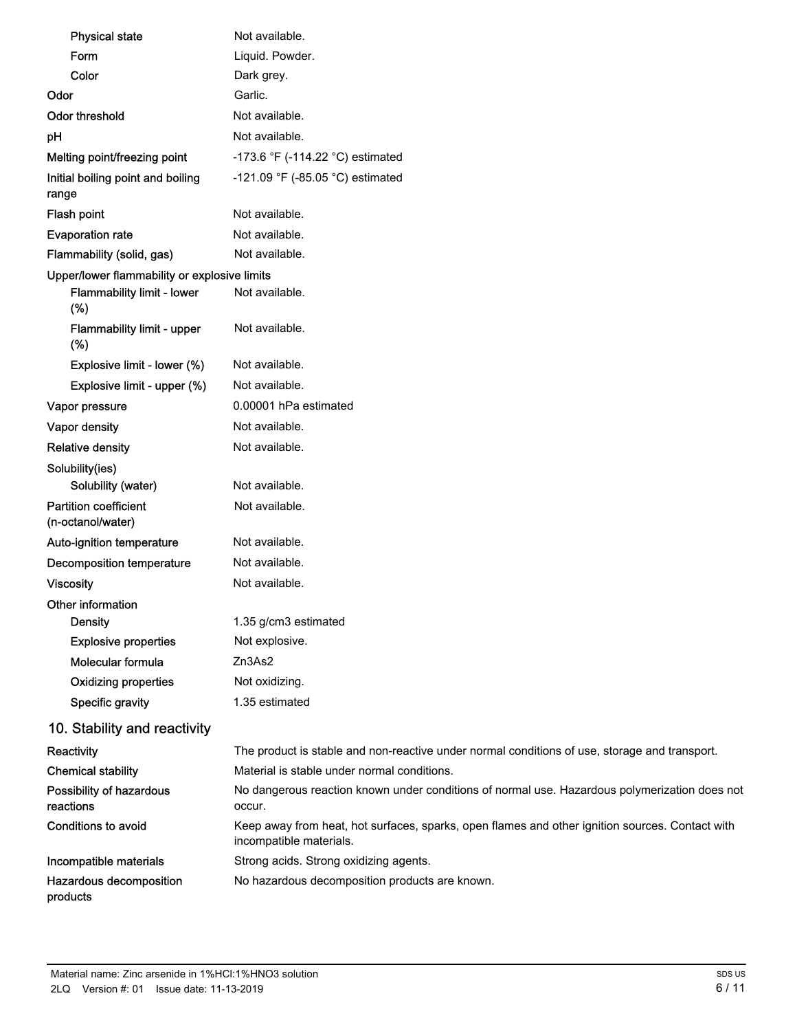| Property | Value |
| --- | --- |
| Physical state | Not available. |
| Form | Liquid. Powder. |
| Color | Dark grey. |
| Odor | Garlic. |
| Odor threshold | Not available. |
| pH | Not available. |
| Melting point/freezing point | -173.6 °F (-114.22 °C) estimated |
| Initial boiling point and boiling range | -121.09 °F (-85.05 °C) estimated |
| Flash point | Not available. |
| Evaporation rate | Not available. |
| Flammability (solid, gas) | Not available. |
| Upper/lower flammability or explosive limits | |
| Flammability limit - lower (%) | Not available. |
| Flammability limit - upper (%) | Not available. |
| Explosive limit - lower (%) | Not available. |
| Explosive limit - upper (%) | Not available. |
| Vapor pressure | 0.00001 hPa estimated |
| Vapor density | Not available. |
| Relative density | Not available. |
| Solubility(ies) | |
| Solubility (water) | Not available. |
| Partition coefficient (n-octanol/water) | Not available. |
| Auto-ignition temperature | Not available. |
| Decomposition temperature | Not available. |
| Viscosity | Not available. |
| Other information | |
| Density | 1.35 g/cm3 estimated |
| Explosive properties | Not explosive. |
| Molecular formula | $Zn_3As_2$ |
| Oxidizing properties | Not oxidizing. |
| Specific gravity | 1.35 estimated |

## 10. Stability and reactivity

| | |
| --- | --- |
| Reactivity | The product is stable and non-reactive under normal conditions of use, storage and transport. |
| Chemical stability | Material is stable under normal conditions. |
| Possibility of hazardous reactions | No dangerous reaction known under conditions of normal use. Hazardous polymerization does not occur. |
| Conditions to avoid | Keep away from heat, hot surfaces, sparks, open flames and other ignition sources. Contact with incompatible materials. |
| Incompatible materials | Strong acids. Strong oxidizing agents. |
| Hazardous decomposition products | No hazardous decomposition products are known. |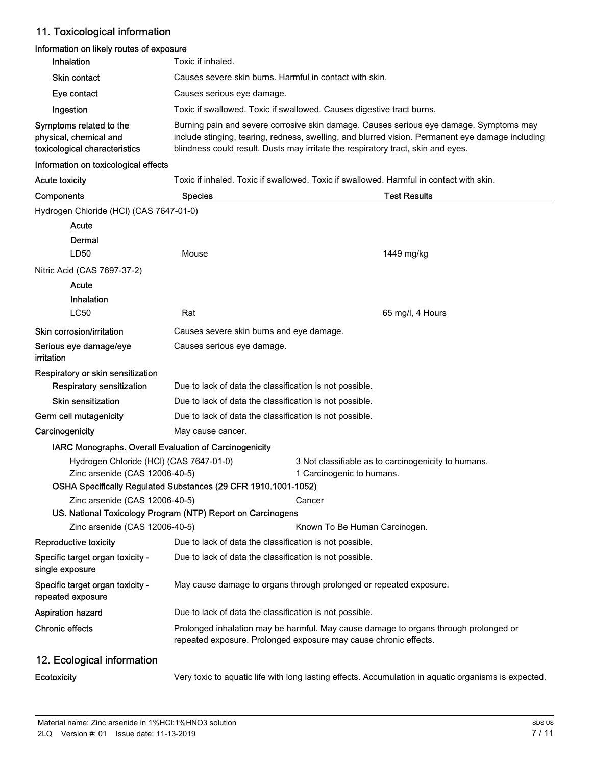## 11. Toxicological information

**Information on likely routes of exposure**

| | |
|---|---|
| **Inhalation** | Toxic if inhaled. |
| **Skin contact** | Causes severe skin burns. Harmful in contact with skin. |
| **Eye contact** | Causes serious eye damage. |
| **Ingestion** | Toxic if swallowed. Toxic if swallowed. Causes digestive tract burns. |
| **Symptoms related to the physical, chemical and toxicological characteristics** | Burning pain and severe corrosive skin damage. Causes serious eye damage. Symptoms may include stinging, tearing, redness, swelling, and blurred vision. Permanent eye damage including blindness could result. Dusts may irritate the respiratory tract, skin and eyes. |

**Information on toxicological effects**

| | |
|---|---|
| **Acute toxicity** | Toxic if inhaled. Toxic if swallowed. Toxic if swallowed. Harmful in contact with skin. |

| Components | Species | Test Results |
|---|---|---|
| Hydrogen Chloride (HCl) (CAS 7647-01-0) | | |
| Acute | | |
| Dermal | | |
| LD50 | Mouse | 1449 mg/kg |
| Nitric Acid (CAS 7697-37-2) | | |
| Acute | | |
| Inhalation | | |
| LC50 | Rat | 65 mg/l, 4 Hours |

| | |
|---|---|
| **Skin corrosion/irritation** | Causes severe skin burns and eye damage. |
| **Serious eye damage/eye irritation** | Causes serious eye damage. |
| **Respiratory or skin sensitization** | |
| **Respiratory sensitization** | Due to lack of data the classification is not possible. |
| **Skin sensitization** | Due to lack of data the classification is not possible. |
| **Germ cell mutagenicity** | Due to lack of data the classification is not possible. |
| **Carcinogenicity** | May cause cancer. |

**IARC Monographs. Overall Evaluation of Carcinogenicity**

| | |
|---|---|
| Hydrogen Chloride (HCl) (CAS 7647-01-0) | 3 Not classifiable as to carcinogenicity to humans. |
| Zinc arsenide (CAS 12006-40-5) | 1 Carcinogenic to humans. |

**OSHA Specifically Regulated Substances (29 CFR 1910.1001-1052)**

| | |
|---|---|
| Zinc arsenide (CAS 12006-40-5) | Cancer |

**US. National Toxicology Program (NTP) Report on Carcinogens**

| | |
|---|---|
| Zinc arsenide (CAS 12006-40-5) | Known To Be Human Carcinogen. |

| | |
|---|---|
| **Reproductive toxicity** | Due to lack of data the classification is not possible. |
| **Specific target organ toxicity - single exposure** | Due to lack of data the classification is not possible. |
| **Specific target organ toxicity - repeated exposure** | May cause damage to organs through prolonged or repeated exposure. |
| **Aspiration hazard** | Due to lack of data the classification is not possible. |
| **Chronic effects** | Prolonged inhalation may be harmful. May cause damage to organs through prolonged or repeated exposure. Prolonged exposure may cause chronic effects. |

## 12. Ecological information

| | |
|---|---|
| **Ecotoxicity** | Very toxic to aquatic life with long lasting effects. Accumulation in aquatic organisms is expected. |

Material name: Zinc arsenide in 1%HCl:1%HNO3 solution
2LQ Version #: 01 Issue date: 11-13-2019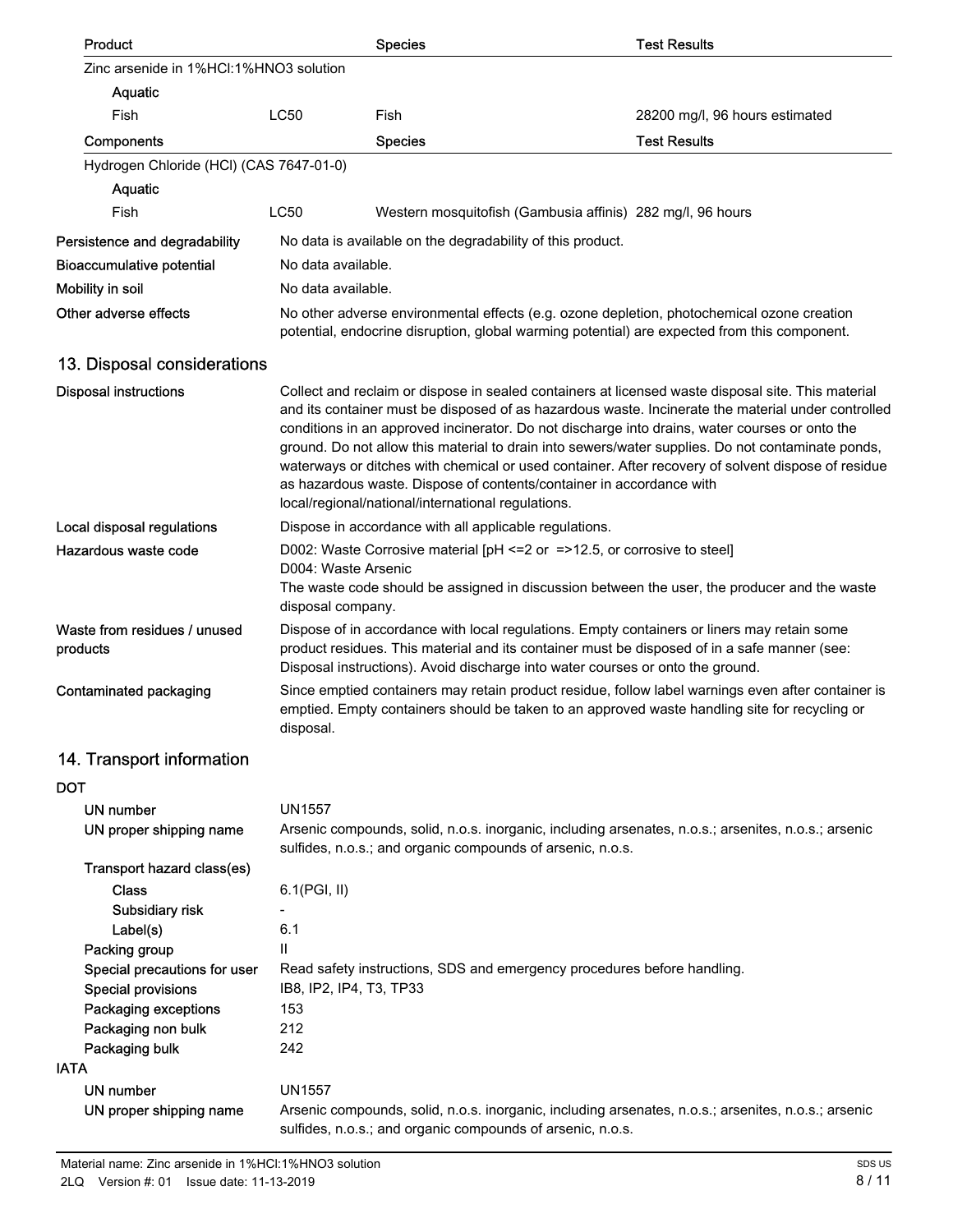| Product | | Species | Test Results |
| --- | --- | --- | --- |
| Zinc arsenide in 1%HCl:1%HNO3 solution | | | |
| Aquatic | | | |
| Fish | LC50 | Fish | 28200 mg/l, 96 hours estimated |
| **Components** | | **Species** | **Test Results** |
| Hydrogen Chloride (HCl) (CAS 7647-01-0) | | | |
| Aquatic | | | |
| Fish | LC50 | Western mosquitofish (Gambusia affinis) | 282 mg/l, 96 hours |

**Persistence and degradability** No data is available on the degradability of this product.

**Bioaccumulative potential** No data available.

**Mobility in soil** No data available.

**Other adverse effects** No other adverse environmental effects (e.g. ozone depletion, photochemical ozone creation potential, endocrine disruption, global warming potential) are expected from this component.

## 13. Disposal considerations

**Disposal instructions** Collect and reclaim or dispose in sealed containers at licensed waste disposal site. This material and its container must be disposed of as hazardous waste. Incinerate the material under controlled conditions in an approved incinerator. Do not discharge into drains, water courses or onto the ground. Do not allow this material to drain into sewers/water supplies. Do not contaminate ponds, waterways or ditches with chemical or used container. After recovery of solvent dispose of residue as hazardous waste. Dispose of contents/container in accordance with local/regional/national/international regulations.

**Local disposal regulations** Dispose in accordance with all applicable regulations.

**Hazardous waste code** D002: Waste Corrosive material [pH <=2 or =>12.5, or corrosive to steel]
D004: Waste Arsenic
The waste code should be assigned in discussion between the user, the producer and the waste disposal company.

**Waste from residues / unused products** Dispose of in accordance with local regulations. Empty containers or liners may retain some product residues. This material and its container must be disposed of in a safe manner (see: Disposal instructions). Avoid discharge into water courses or onto the ground.

**Contaminated packaging** Since emptied containers may retain product residue, follow label warnings even after container is emptied. Empty containers should be taken to an approved waste handling site for recycling or disposal.

## 14. Transport information

**DOT**

- **UN number** UN1557
- **UN proper shipping name** Arsenic compounds, solid, n.o.s. inorganic, including arsenates, n.o.s.; arsenites, n.o.s.; arsenic sulfides, n.o.s.; and organic compounds of arsenic, n.o.s.
- **Transport hazard class(es)**
  - **Class** 6.1(PGI, II)
  - **Subsidiary risk** -
  - **Label(s)** 6.1
- **Packing group** II
- **Special precautions for user** Read safety instructions, SDS and emergency procedures before handling.
- **Special provisions** IB8, IP2, IP4, T3, TP33
- **Packaging exceptions** 153
- **Packaging non bulk** 212
- **Packaging bulk** 242

**IATA**

- **UN number** UN1557
- **UN proper shipping name** Arsenic compounds, solid, n.o.s. inorganic, including arsenates, n.o.s.; arsenites, n.o.s.; arsenic sulfides, n.o.s.; and organic compounds of arsenic, n.o.s.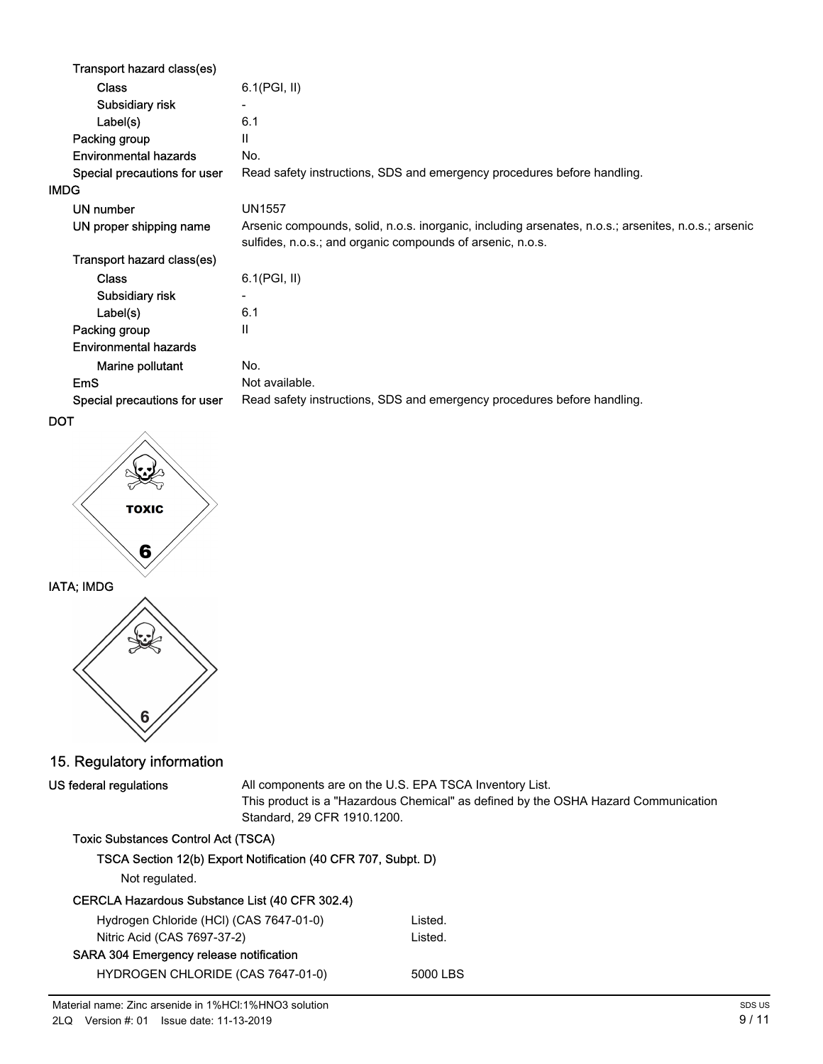Transport hazard class(es)

| | |
|---|---|
| Class | 6.1(PGI, II) |
| Subsidiary risk | - |
| Label(s) | 6.1 |
| Packing group | II |
| Environmental hazards | No. |
| Special precautions for user | Read safety instructions, SDS and emergency procedures before handling. |

**IMDG**

| | |
|---|---|
| UN number | UN1557 |
| UN proper shipping name | Arsenic compounds, solid, n.o.s. inorganic, including arsenates, n.o.s.; arsenites, n.o.s.; arsenic sulfides, n.o.s.; and organic compounds of arsenic, n.o.s. |
| Transport hazard class(es) | |
| Class | 6.1(PGI, II) |
| Subsidiary risk | - |
| Label(s) | 6.1 |
| Packing group | II |
| Environmental hazards | |
| Marine pollutant | No. |
| EmS | Not available. |
| Special precautions for user | Read safety instructions, SDS and emergency procedures before handling. |

**DOT**

TOXIC

6

**IATA; IMDG**

6

## 15. Regulatory information

**US federal regulations**

All components are on the U.S. EPA TSCA Inventory List.
This product is a "Hazardous Chemical" as defined by the OSHA Hazard Communication Standard, 29 CFR 1910.1200.

**Toxic Substances Control Act (TSCA)**

**TSCA Section 12(b) Export Notification (40 CFR 707, Subpt. D)**

Not regulated.

**CERCLA Hazardous Substance List (40 CFR 302.4)**

| | |
|---|---|
| Hydrogen Chloride (HCl) (CAS 7647-01-0) | Listed. |
| Nitric Acid (CAS 7697-37-2) | Listed. |

**SARA 304 Emergency release notification**

| | |
|---|---|
| HYDROGEN CHLORIDE (CAS 7647-01-0) | 5000 LBS |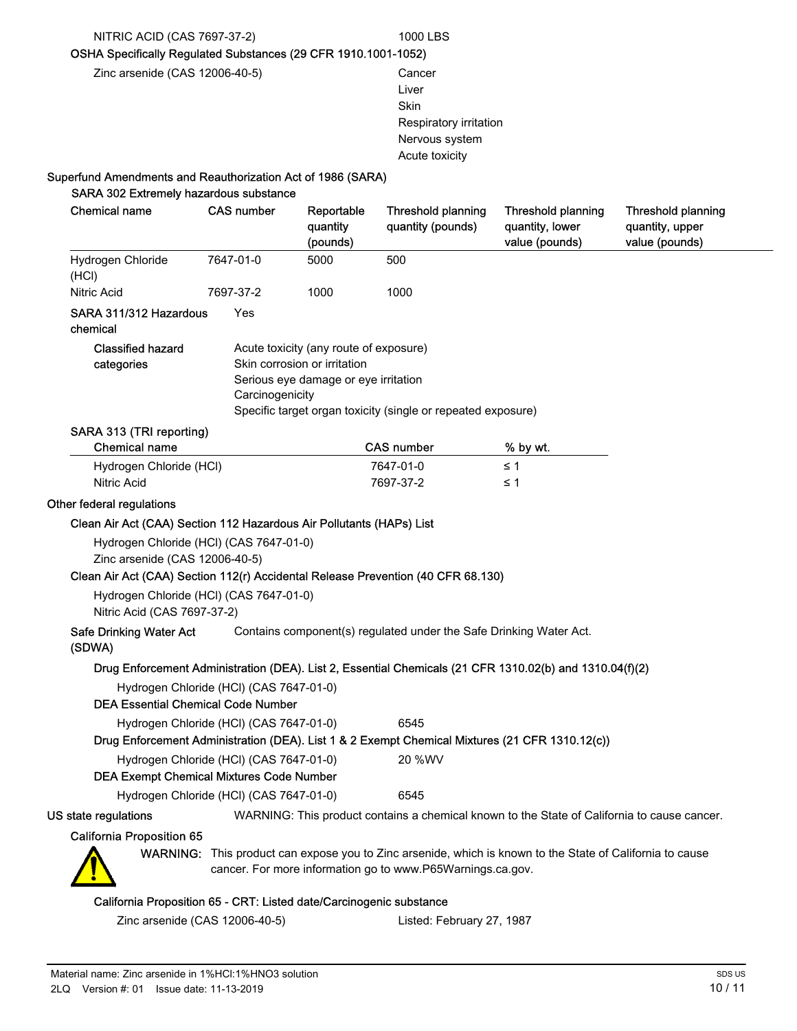NITRIC ACID (CAS 7697-37-2) 1000 LBS

**OSHA Specifically Regulated Substances (29 CFR 1910.1001-1052)**

| | |
|---|---|
| Zinc arsenide (CAS 12006-40-5) | Cancer<br>Liver<br>Skin<br>Respiratory irritation<br>Nervous system<br>Acute toxicity |

**Superfund Amendments and Reauthorization Act of 1986 (SARA)**

**SARA 302 Extremely hazardous substance**

| Chemical name | CAS number | Reportable quantity (pounds) | Threshold planning quantity (pounds) | Threshold planning quantity, lower value (pounds) | Threshold planning quantity, upper value (pounds) |
|---|---|---|---|---|---|
| Hydrogen Chloride (HCl) | 7647-01-0 | 5000 | 500 | | |
| Nitric Acid | 7697-37-2 | 1000 | 1000 | | |

**SARA 311/312 Hazardous chemical** Yes

**Classified hazard categories**
Acute toxicity (any route of exposure)
Skin corrosion or irritation
Serious eye damage or eye irritation
Carcinogenicity
Specific target organ toxicity (single or repeated exposure)

**SARA 313 (TRI reporting)**

| Chemical name | CAS number | % by wt. |
|---|---|---|
| Hydrogen Chloride (HCl) | 7647-01-0 | ≤ 1 |
| Nitric Acid | 7697-37-2 | ≤ 1 |

**Other federal regulations**

**Clean Air Act (CAA) Section 112 Hazardous Air Pollutants (HAPs) List**

Hydrogen Chloride (HCl) (CAS 7647-01-0)
Zinc arsenide (CAS 12006-40-5)

**Clean Air Act (CAA) Section 112(r) Accidental Release Prevention (40 CFR 68.130)**

Hydrogen Chloride (HCl) (CAS 7647-01-0)
Nitric Acid (CAS 7697-37-2)

**Safe Drinking Water Act (SDWA)** Contains component(s) regulated under the Safe Drinking Water Act.

**Drug Enforcement Administration (DEA). List 2, Essential Chemicals (21 CFR 1310.02(b) and 1310.04(f)(2)**

Hydrogen Chloride (HCl) (CAS 7647-01-0)

**DEA Essential Chemical Code Number**

Hydrogen Chloride (HCl) (CAS 7647-01-0) 6545

**Drug Enforcement Administration (DEA). List 1 & 2 Exempt Chemical Mixtures (21 CFR 1310.12(c))**

Hydrogen Chloride (HCl) (CAS 7647-01-0) 20 %WV

**DEA Exempt Chemical Mixtures Code Number**

Hydrogen Chloride (HCl) (CAS 7647-01-0) 6545

**US state regulations** WARNING: This product contains a chemical known to the State of California to cause cancer.

**California Proposition 65**

WARNING: This product can expose you to Zinc arsenide, which is known to the State of California to cause cancer. For more information go to www.P65Warnings.ca.gov.

**California Proposition 65 - CRT: Listed date/Carcinogenic substance**

Zinc arsenide (CAS 12006-40-5) Listed: February 27, 1987

Material name: Zinc arsenide in 1%HCl:1%HNO3 solution
2LQ Version #: 01 Issue date: 11-13-2019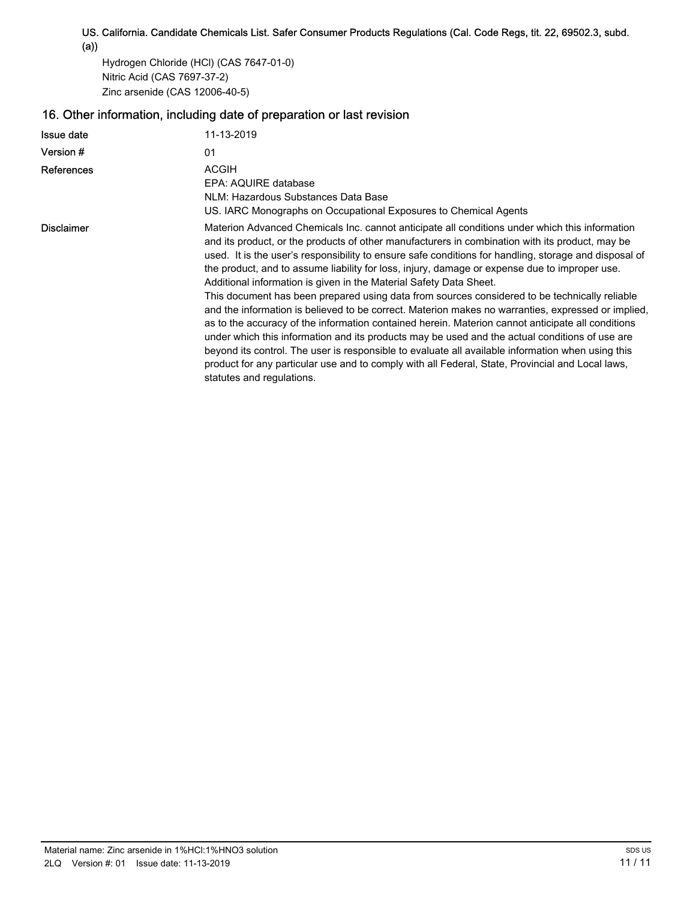**US. California. Candidate Chemicals List. Safer Consumer Products Regulations (Cal. Code Regs, tit. 22, 69502.3, subd. (a))**

Hydrogen Chloride (HCl) (CAS 7647-01-0)
Nitric Acid (CAS 7697-37-2)
Zinc arsenide (CAS 12006-40-5)

## 16. Other information, including date of preparation or last revision

| | |
|---|---|
| Issue date | 11-13-2019 |
| Version # | 01 |
| References | ACGIH<br>EPA: AQUIRE database<br>NLM: Hazardous Substances Data Base<br>US. IARC Monographs on Occupational Exposures to Chemical Agents |
| Disclaimer | Materion Advanced Chemicals Inc. cannot anticipate all conditions under which this information and its product, or the products of other manufacturers in combination with its product, may be used. It is the user's responsibility to ensure safe conditions for handling, storage and disposal of the product, and to assume liability for loss, injury, damage or expense due to improper use. Additional information is given in the Material Safety Data Sheet.<br>This document has been prepared using data from sources considered to be technically reliable and the information is believed to be correct. Materion makes no warranties, expressed or implied, as to the accuracy of the information contained herein. Materion cannot anticipate all conditions under which this information and its products may be used and the actual conditions of use are beyond its control. The user is responsible to evaluate all available information when using this product for any particular use and to comply with all Federal, State, Provincial and Local laws, statutes and regulations. |